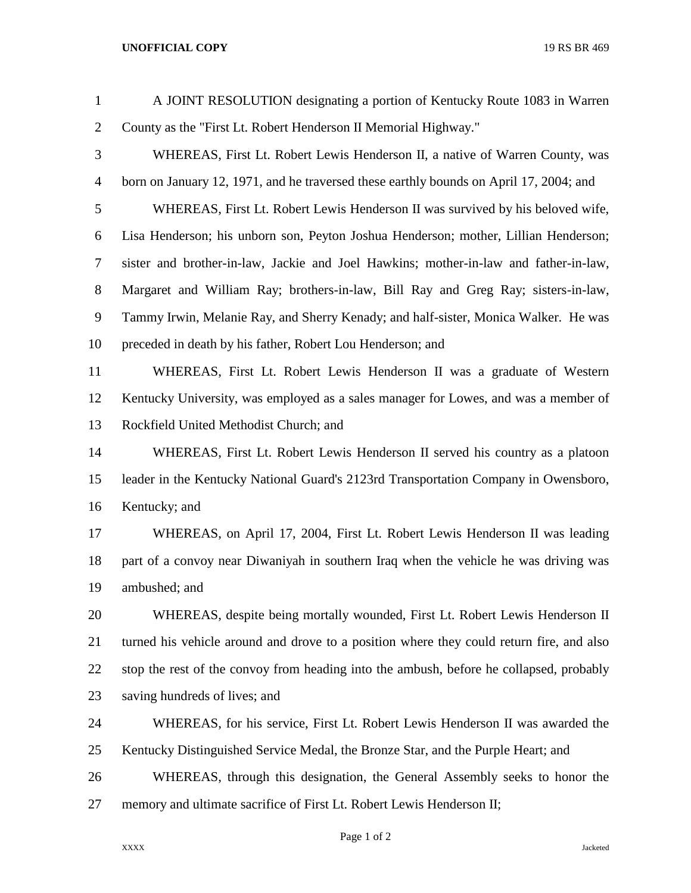A JOINT RESOLUTION designating a portion of Kentucky Route 1083 in Warren County as the "First Lt. Robert Henderson II Memorial Highway."

WHEREAS, First Lt. Robert Lewis Henderson II, a native of Warren County, was born on January 12, 1971, and he traversed these earthly bounds on April 17, 2004; and

WHEREAS, First Lt. Robert Lewis Henderson II was survived by his beloved wife, Lisa Henderson; his unborn son, Peyton Joshua Henderson; mother, Lillian Henderson; sister and brother-in-law, Jackie and Joel Hawkins; mother-in-law and father-in-law, Margaret and William Ray; brothers-in-law, Bill Ray and Greg Ray; sisters-in-law, Tammy Irwin, Melanie Ray, and Sherry Kenady; and half-sister, Monica Walker. He was preceded in death by his father, Robert Lou Henderson; and

WHEREAS, First Lt. Robert Lewis Henderson II was a graduate of Western Kentucky University, was employed as a sales manager for Lowes, and was a member of Rockfield United Methodist Church; and

WHEREAS, First Lt. Robert Lewis Henderson II served his country as a platoon leader in the Kentucky National Guard's 2123rd Transportation Company in Owensboro, Kentucky; and

WHEREAS, on April 17, 2004, First Lt. Robert Lewis Henderson II was leading part of a convoy near Diwaniyah in southern Iraq when the vehicle he was driving was ambushed; and

WHEREAS, despite being mortally wounded, First Lt. Robert Lewis Henderson II turned his vehicle around and drove to a position where they could return fire, and also stop the rest of the convoy from heading into the ambush, before he collapsed, probably saving hundreds of lives; and

WHEREAS, for his service, First Lt. Robert Lewis Henderson II was awarded the Kentucky Distinguished Service Medal, the Bronze Star, and the Purple Heart; and

WHEREAS, through this designation, the General Assembly seeks to honor the memory and ultimate sacrifice of First Lt. Robert Lewis Henderson II;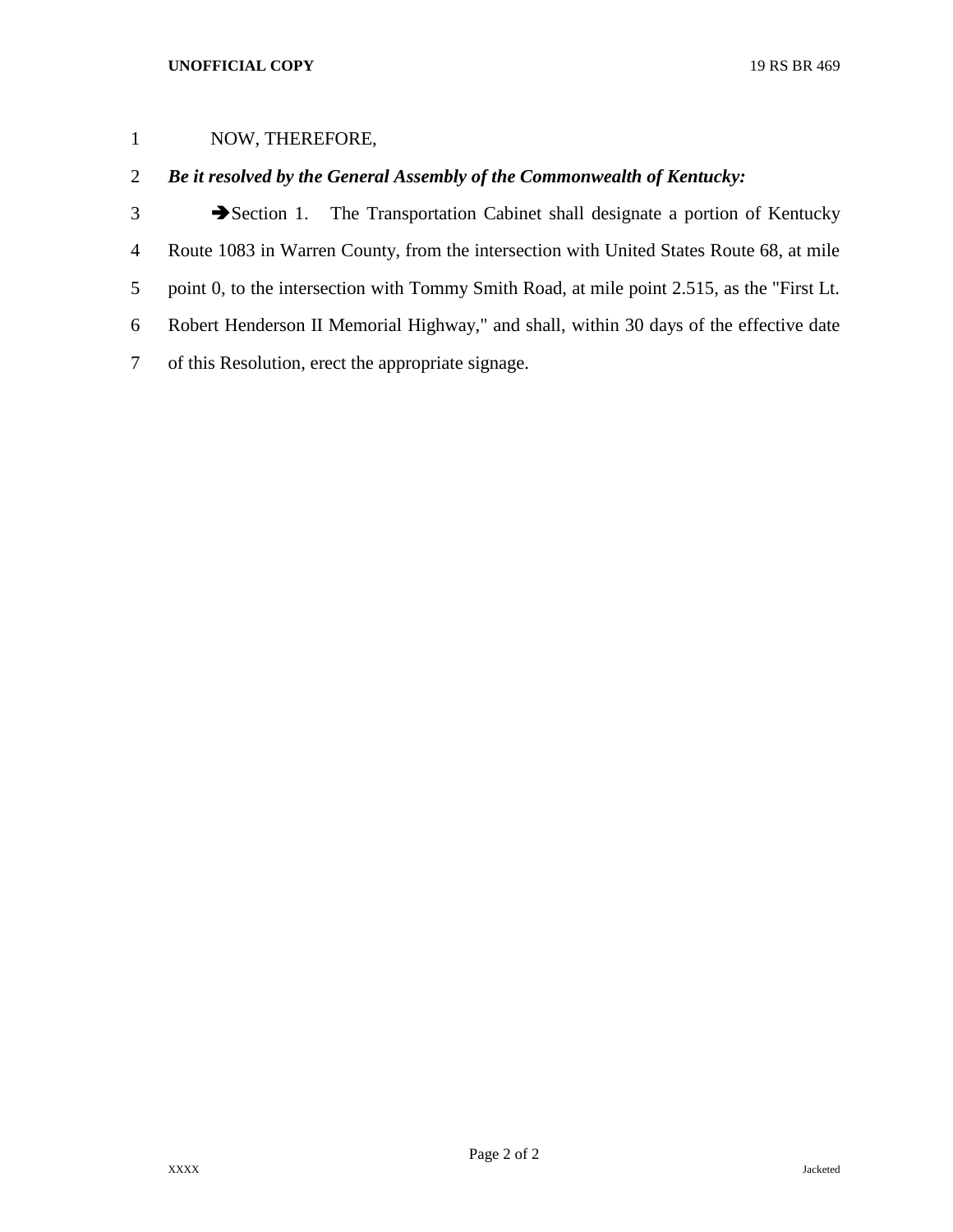NOW, THEREFORE,

***Be it resolved by the General Assembly of the Commonwealth of Kentucky:***

➔Section 1. The Transportation Cabinet shall designate a portion of Kentucky Route 1083 in Warren County, from the intersection with United States Route 68, at mile point 0, to the intersection with Tommy Smith Road, at mile point 2.515, as the "First Lt. Robert Henderson II Memorial Highway," and shall, within 30 days of the effective date of this Resolution, erect the appropriate signage.